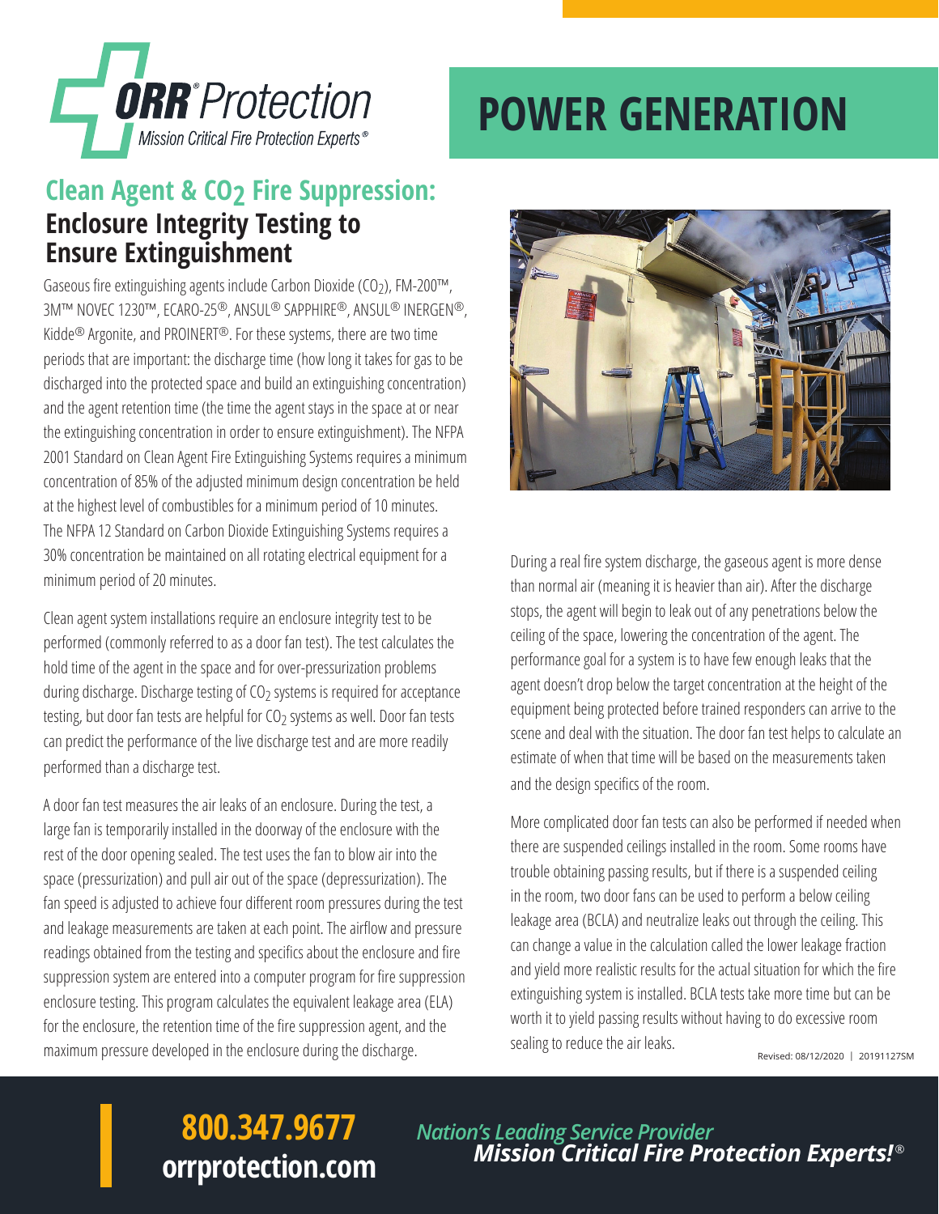ORR® Protection

*Mission Critical Fire Protection Experts®*

# POWER GENERATION

## Clean Agent & $CO_2$ Fire Suppression:

## Enclosure Integrity Testing to Ensure Extinguishment

Gaseous fire extinguishing agents include Carbon Dioxide ($CO_2$), FM-200™, 3M™ NOVEC 1230™, ECARO-25®, ANSUL® SAPPHIRE®, ANSUL® INERGEN®, Kidde® Argonite, and PROINERT®. For these systems, there are two time periods that are important: the discharge time (how long it takes for gas to be discharged into the protected space and build an extinguishing concentration) and the agent retention time (the time the agent stays in the space at or near the extinguishing concentration in order to ensure extinguishment). The NFPA 2001 Standard on Clean Agent Fire Extinguishing Systems requires a minimum concentration of 85% of the adjusted minimum design concentration be held at the highest level of combustibles for a minimum period of 10 minutes. The NFPA 12 Standard on Carbon Dioxide Extinguishing Systems requires a 30% concentration be maintained on all rotating electrical equipment for a minimum period of 20 minutes.

Clean agent system installations require an enclosure integrity test to be performed (commonly referred to as a door fan test). The test calculates the hold time of the agent in the space and for over-pressurization problems during discharge. Discharge testing of $CO_2$ systems is required for acceptance testing, but door fan tests are helpful for $CO_2$ systems as well. Door fan tests can predict the performance of the live discharge test and are more readily performed than a discharge test.

A door fan test measures the air leaks of an enclosure. During the test, a large fan is temporarily installed in the doorway of the enclosure with the rest of the door opening sealed. The test uses the fan to blow air into the space (pressurization) and pull air out of the space (depressurization). The fan speed is adjusted to achieve four different room pressures during the test and leakage measurements are taken at each point. The airflow and pressure readings obtained from the testing and specifics about the enclosure and fire suppression system are entered into a computer program for fire suppression enclosure testing. This program calculates the equivalent leakage area (ELA) for the enclosure, the retention time of the fire suppression agent, and the maximum pressure developed in the enclosure during the discharge.

During a real fire system discharge, the gaseous agent is more dense than normal air (meaning it is heavier than air). After the discharge stops, the agent will begin to leak out of any penetrations below the ceiling of the space, lowering the concentration of the agent. The performance goal for a system is to have few enough leaks that the agent doesn't drop below the target concentration at the height of the equipment being protected before trained responders can arrive to the scene and deal with the situation. The door fan test helps to calculate an estimate of when that time will be based on the measurements taken and the design specifics of the room.

More complicated door fan tests can also be performed if needed when there are suspended ceilings installed in the room. Some rooms have trouble obtaining passing results, but if there is a suspended ceiling in the room, two door fans can be used to perform a below ceiling leakage area (BCLA) and neutralize leaks out through the ceiling. This can change a value in the calculation called the lower leakage fraction and yield more realistic results for the actual situation for which the fire extinguishing system is installed. BCLA tests take more time but can be worth it to yield passing results without having to do excessive room sealing to reduce the air leaks.

Revised: 08/12/2020 | 20191127SM

**800.347.9677**
**orrprotection.com**

*Nation's Leading Service Provider*
***Mission Critical Fire Protection Experts!®***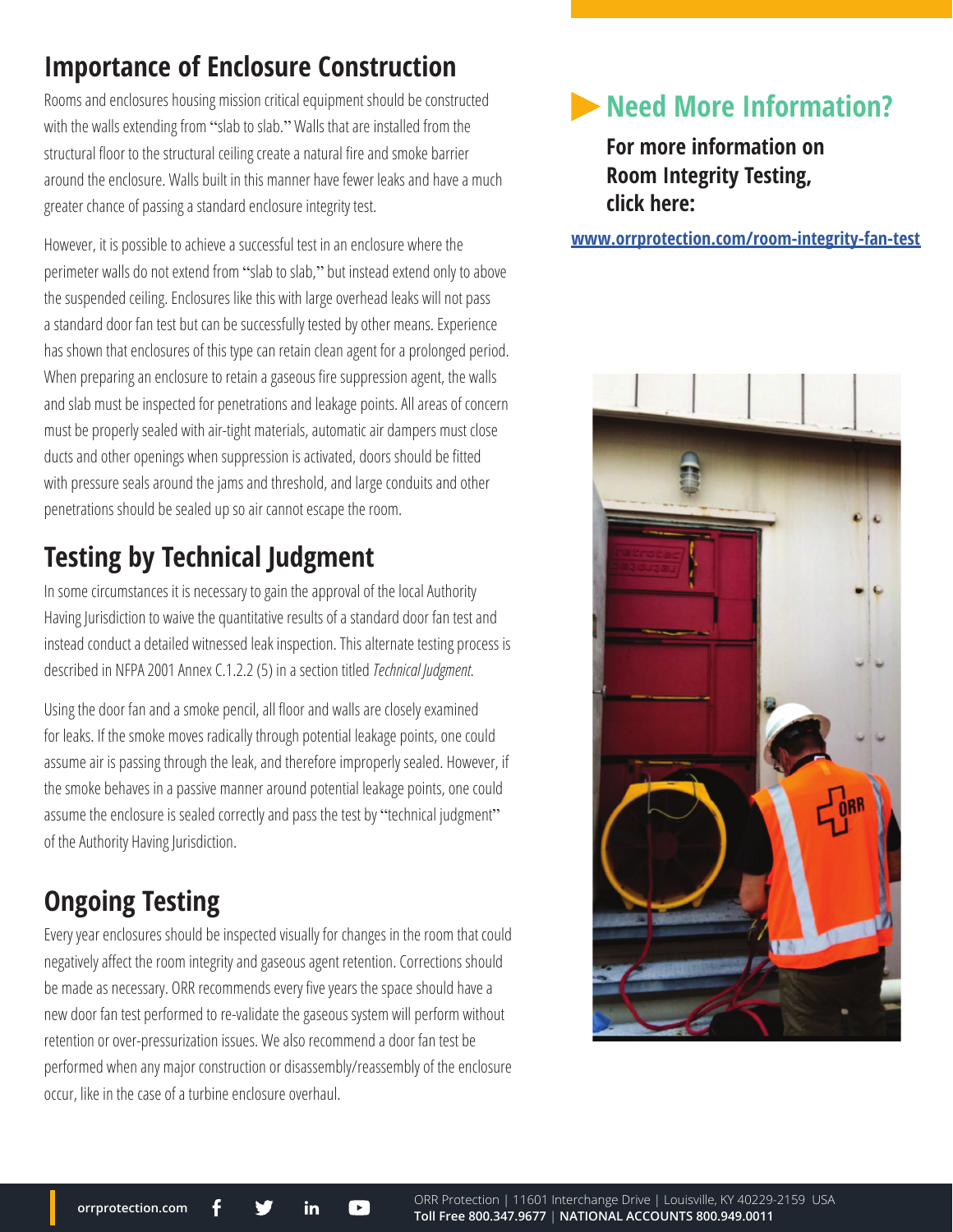## Importance of Enclosure Construction

Rooms and enclosures housing mission critical equipment should be constructed with the walls extending from "slab to slab." Walls that are installed from the structural floor to the structural ceiling create a natural fire and smoke barrier around the enclosure. Walls built in this manner have fewer leaks and have a much greater chance of passing a standard enclosure integrity test.

However, it is possible to achieve a successful test in an enclosure where the perimeter walls do not extend from "slab to slab," but instead extend only to above the suspended ceiling. Enclosures like this with large overhead leaks will not pass a standard door fan test but can be successfully tested by other means. Experience has shown that enclosures of this type can retain clean agent for a prolonged period. When preparing an enclosure to retain a gaseous fire suppression agent, the walls and slab must be inspected for penetrations and leakage points. All areas of concern must be properly sealed with air-tight materials, automatic air dampers must close ducts and other openings when suppression is activated, doors should be fitted with pressure seals around the jams and threshold, and large conduits and other penetrations should be sealed up so air cannot escape the room.

## Testing by Technical Judgment

In some circumstances it is necessary to gain the approval of the local Authority Having Jurisdiction to waive the quantitative results of a standard door fan test and instead conduct a detailed witnessed leak inspection. This alternate testing process is described in NFPA 2001 Annex C.1.2.2 (5) in a section titled *Technical Judgment.*

Using the door fan and a smoke pencil, all floor and walls are closely examined for leaks. If the smoke moves radically through potential leakage points, one could assume air is passing through the leak, and therefore improperly sealed. However, if the smoke behaves in a passive manner around potential leakage points, one could assume the enclosure is sealed correctly and pass the test by "technical judgment" of the Authority Having Jurisdiction.

## Ongoing Testing

Every year enclosures should be inspected visually for changes in the room that could negatively affect the room integrity and gaseous agent retention. Corrections should be made as necessary. ORR recommends every five years the space should have a new door fan test performed to re-validate the gaseous system will perform without retention or over-pressurization issues. We also recommend a door fan test be performed when any major construction or disassembly/reassembly of the enclosure occur, like in the case of a turbine enclosure overhaul.

## Need More Information?

**For more information on Room Integrity Testing, click here:**

www.orrprotection.com/room-integrity-fan-test

orrprotection.com

ORR Protection | 11601 Interchange Drive | Louisville, KY 40229-2159 USA
**Toll Free 800.347.9677** | **NATIONAL ACCOUNTS 800.949.0011**